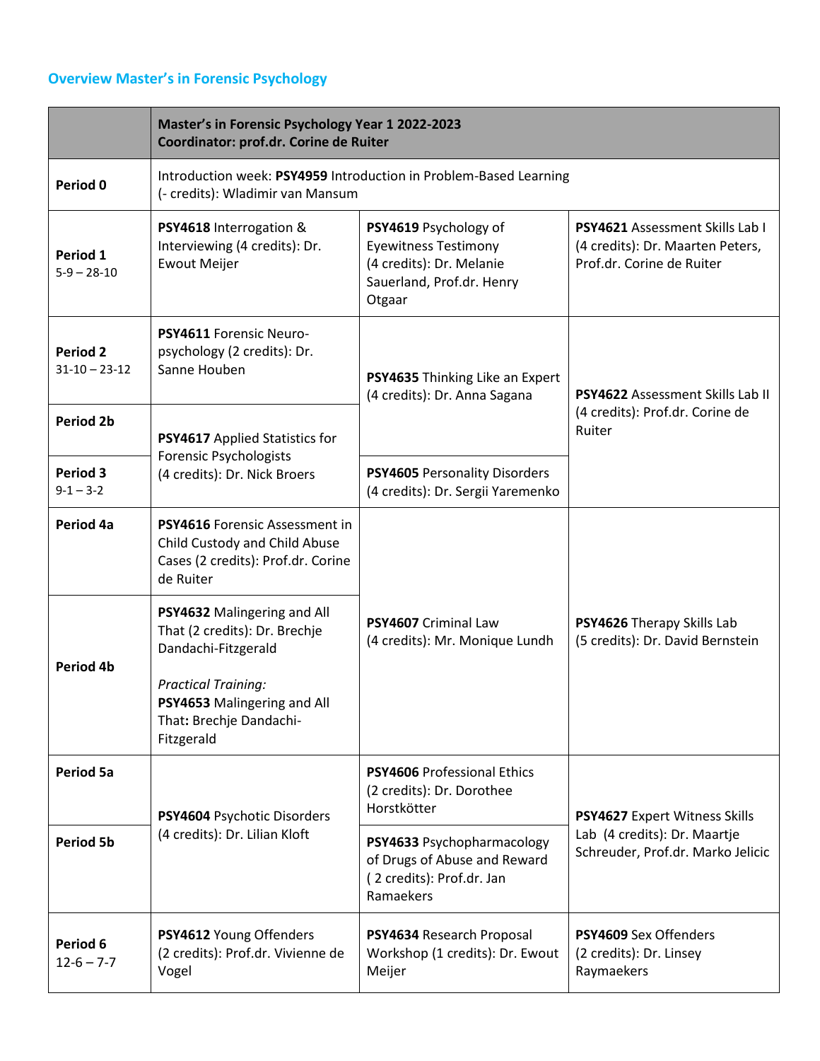## Overview Master's in Forensic Psychology

| | **Master's in Forensic Psychology Year 1 2022-2023**<br>**Coordinator: prof.dr. Corine de Ruiter** | | |
|---|---|---|---|
| **Period 0** | Introduction week: **PSY4959** Introduction in Problem-Based Learning (- credits): Wladimir van Mansum | | |
| **Period 1**<br>5-9 – 28-10 | **PSY4618** Interrogation & Interviewing (4 credits): Dr. Ewout Meijer | **PSY4619** Psychology of Eyewitness Testimony (4 credits): Dr. Melanie Sauerland, Prof.dr. Henry Otgaar | **PSY4621** Assessment Skills Lab I (4 credits): Dr. Maarten Peters, Prof.dr. Corine de Ruiter |
| **Period 2**<br>31-10 – 23-12 | **PSY4611** Forensic Neuro-psychology (2 credits): Dr. Sanne Houben | **PSY4635** Thinking Like an Expert (4 credits): Dr. Anna Sagana | **PSY4622** Assessment Skills Lab II (4 credits): Prof.dr. Corine de Ruiter |
| **Period 2b** | **PSY4617** Applied Statistics for Forensic Psychologists (4 credits): Dr. Nick Broers | | |
| **Period 3**<br>9-1 – 3-2 | | **PSY4605** Personality Disorders (4 credits): Dr. Sergii Yaremenko | |
| **Period 4a** | **PSY4616** Forensic Assessment in Child Custody and Child Abuse Cases (2 credits): Prof.dr. Corine de Ruiter | **PSY4607** Criminal Law (4 credits): Mr. Monique Lundh | **PSY4626** Therapy Skills Lab (5 credits): Dr. David Bernstein |
| **Period 4b** | **PSY4632** Malingering and All That (2 credits): Dr. Brechje Dandachi-Fitzgerald<br><br>*Practical Training:*<br>**PSY4653** Malingering and All That**:** Brechje Dandachi-Fitzgerald | | |
| **Period 5a** | **PSY4604** Psychotic Disorders (4 credits): Dr. Lilian Kloft | **PSY4606** Professional Ethics (2 credits): Dr. Dorothee Horstkötter | **PSY4627** Expert Witness Skills Lab (4 credits): Dr. Maartje Schreuder, Prof.dr. Marko Jelicic |
| **Period 5b** | | **PSY4633** Psychopharmacology of Drugs of Abuse and Reward ( 2 credits): Prof.dr. Jan Ramaekers | |
| **Period 6**<br>12-6 – 7-7 | **PSY4612** Young Offenders (2 credits): Prof.dr. Vivienne de Vogel | **PSY4634** Research Proposal Workshop (1 credits): Dr. Ewout Meijer | **PSY4609** Sex Offenders (2 credits): Dr. Linsey Raymaekers |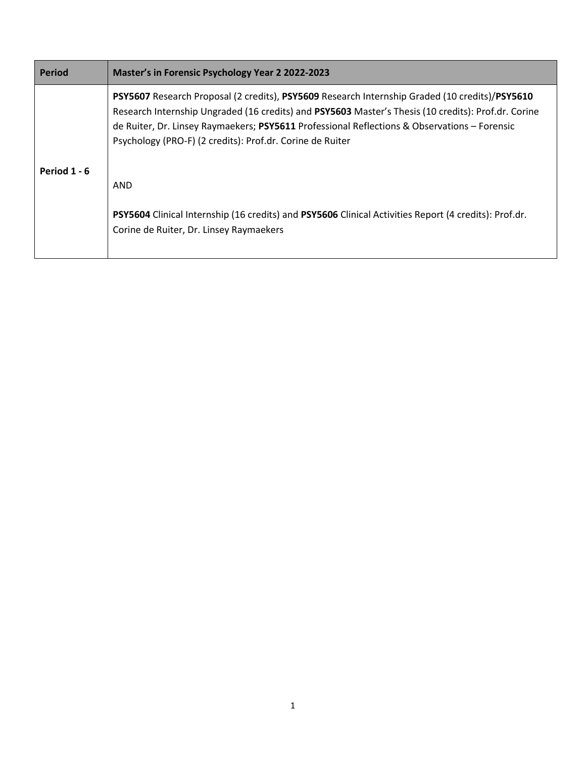| Period | Master's in Forensic Psychology Year 2 2022-2023 |
| --- | --- |
| Period 1 - 6 | **PSY5607** Research Proposal (2 credits), **PSY5609** Research Internship Graded (10 credits)/**PSY5610** Research Internship Ungraded (16 credits) and **PSY5603** Master's Thesis (10 credits): Prof.dr. Corine de Ruiter, Dr. Linsey Raymaekers; **PSY5611** Professional Reflections & Observations – Forensic Psychology (PRO-F) (2 credits): Prof.dr. Corine de Ruiter<br><br>AND<br><br>**PSY5604** Clinical Internship (16 credits) and **PSY5606** Clinical Activities Report (4 credits): Prof.dr. Corine de Ruiter, Dr. Linsey Raymaekers |